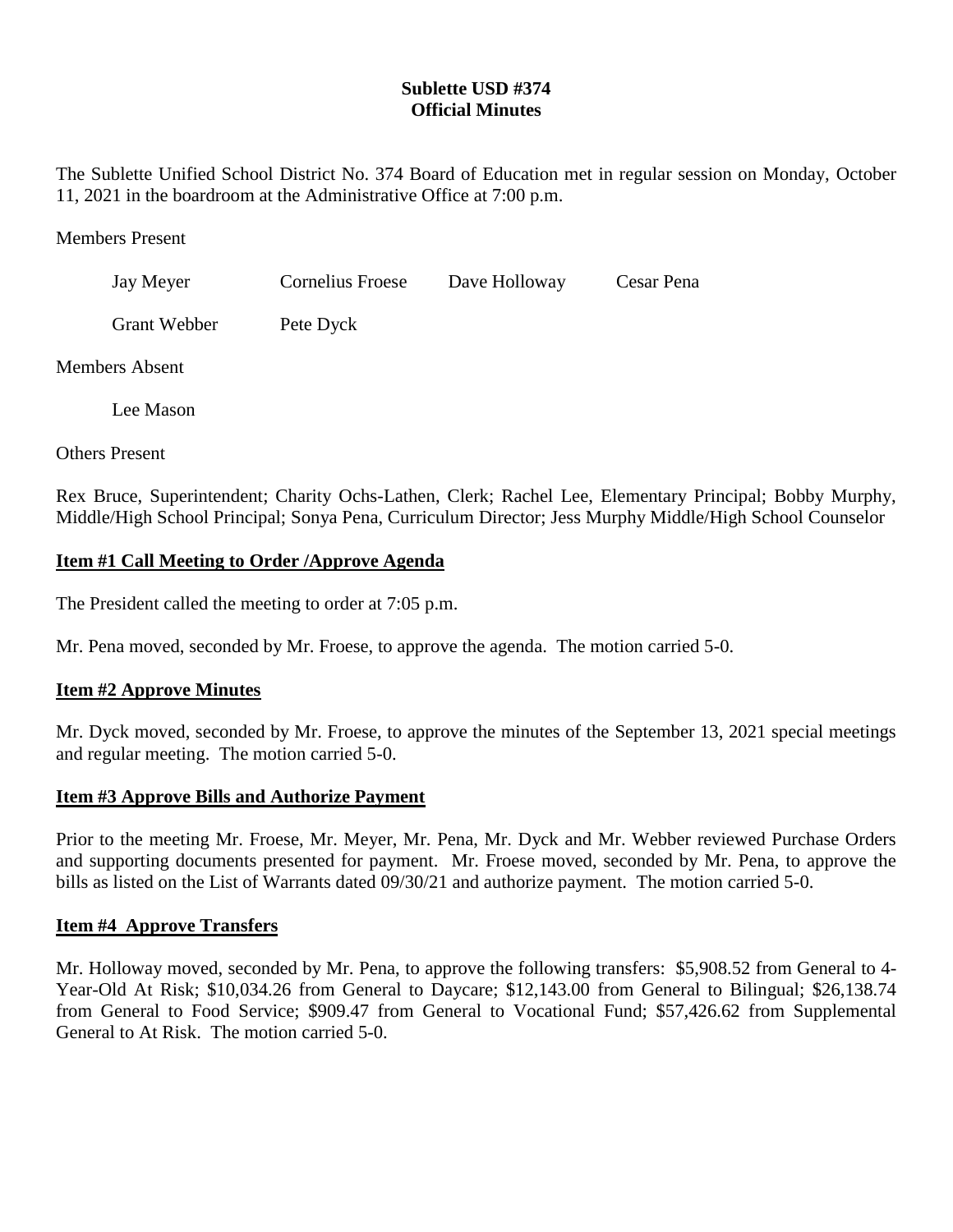**Sublette USD #374**
**Official Minutes**

The Sublette Unified School District No. 374 Board of Education met in regular session on Monday, October 11, 2021 in the boardroom at the Administrative Office at 7:00 p.m.

Members Present

Jay Meyer    Cornelius Froese    Dave Holloway    Cesar Pena

Grant Webber    Pete Dyck

Members Absent

Lee Mason

Others Present

Rex Bruce, Superintendent; Charity Ochs-Lathen, Clerk; Rachel Lee, Elementary Principal; Bobby Murphy, Middle/High School Principal; Sonya Pena, Curriculum Director; Jess Murphy Middle/High School Counselor

**Item #1 Call Meeting to Order /Approve Agenda**

The President called the meeting to order at 7:05 p.m.

Mr. Pena moved, seconded by Mr. Froese, to approve the agenda. The motion carried 5-0.

**Item #2 Approve Minutes**

Mr. Dyck moved, seconded by Mr. Froese, to approve the minutes of the September 13, 2021 special meetings and regular meeting. The motion carried 5-0.

**Item #3 Approve Bills and Authorize Payment**

Prior to the meeting Mr. Froese, Mr. Meyer, Mr. Pena, Mr. Dyck and Mr. Webber reviewed Purchase Orders and supporting documents presented for payment. Mr. Froese moved, seconded by Mr. Pena, to approve the bills as listed on the List of Warrants dated 09/30/21 and authorize payment. The motion carried 5-0.

**Item #4 Approve Transfers**

Mr. Holloway moved, seconded by Mr. Pena, to approve the following transfers: $5,908.52 from General to 4-Year-Old At Risk; $10,034.26 from General to Daycare; $12,143.00 from General to Bilingual; $26,138.74 from General to Food Service; $909.47 from General to Vocational Fund; $57,426.62 from Supplemental General to At Risk. The motion carried 5-0.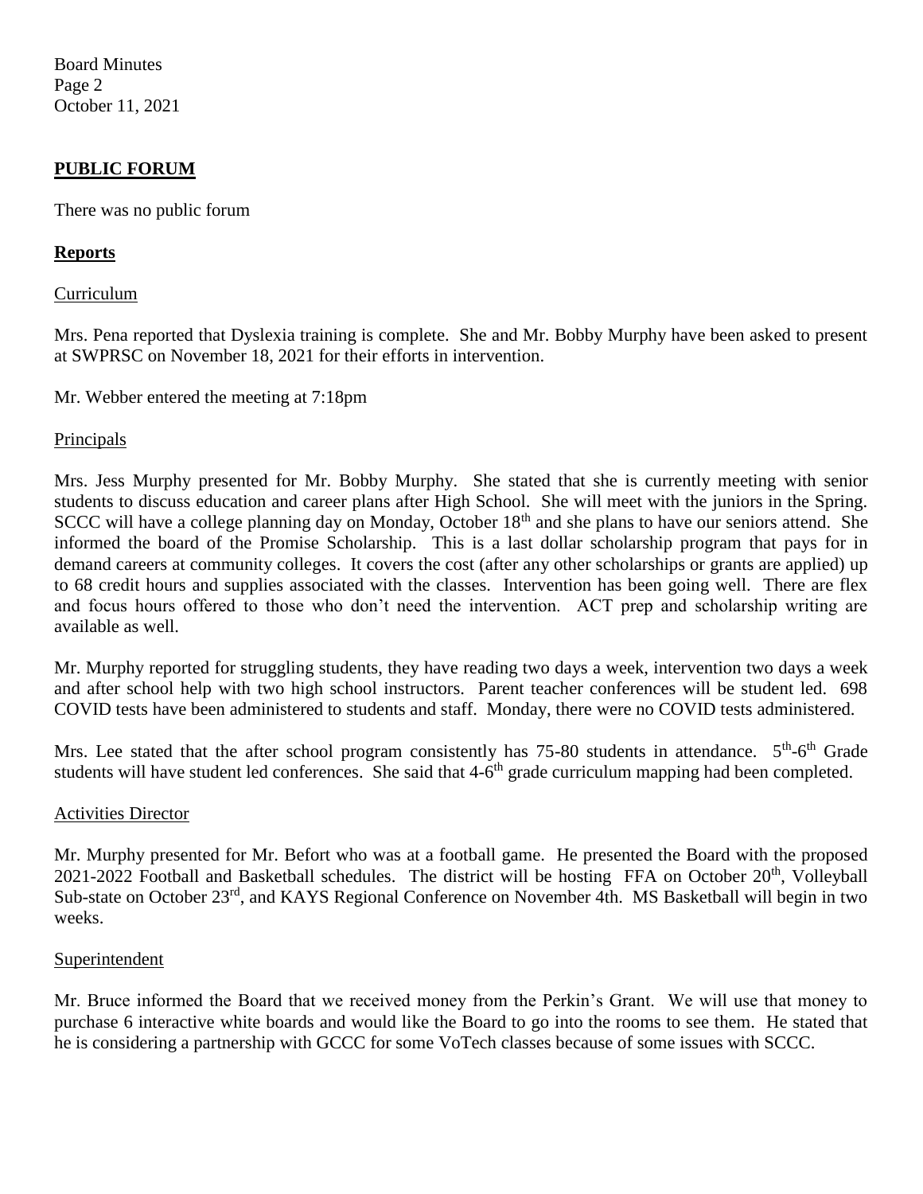## PUBLIC FORUM

There was no public forum

## Reports

### Curriculum

Mrs. Pena reported that Dyslexia training is complete. She and Mr. Bobby Murphy have been asked to present at SWPRSC on November 18, 2021 for their efforts in intervention.

Mr. Webber entered the meeting at 7:18pm

### Principals

Mrs. Jess Murphy presented for Mr. Bobby Murphy. She stated that she is currently meeting with senior students to discuss education and career plans after High School. She will meet with the juniors in the Spring. SCCC will have a college planning day on Monday, October 18th and she plans to have our seniors attend. She informed the board of the Promise Scholarship. This is a last dollar scholarship program that pays for in demand careers at community colleges. It covers the cost (after any other scholarships or grants are applied) up to 68 credit hours and supplies associated with the classes. Intervention has been going well. There are flex and focus hours offered to those who don't need the intervention. ACT prep and scholarship writing are available as well.

Mr. Murphy reported for struggling students, they have reading two days a week, intervention two days a week and after school help with two high school instructors. Parent teacher conferences will be student led. 698 COVID tests have been administered to students and staff. Monday, there were no COVID tests administered.

Mrs. Lee stated that the after school program consistently has 75-80 students in attendance. 5th-6th Grade students will have student led conferences. She said that 4-6th grade curriculum mapping had been completed.

### Activities Director

Mr. Murphy presented for Mr. Befort who was at a football game. He presented the Board with the proposed 2021-2022 Football and Basketball schedules. The district will be hosting FFA on October 20th, Volleyball Sub-state on October 23rd, and KAYS Regional Conference on November 4th. MS Basketball will begin in two weeks.

### Superintendent

Mr. Bruce informed the Board that we received money from the Perkin's Grant. We will use that money to purchase 6 interactive white boards and would like the Board to go into the rooms to see them. He stated that he is considering a partnership with GCCC for some VoTech classes because of some issues with SCCC.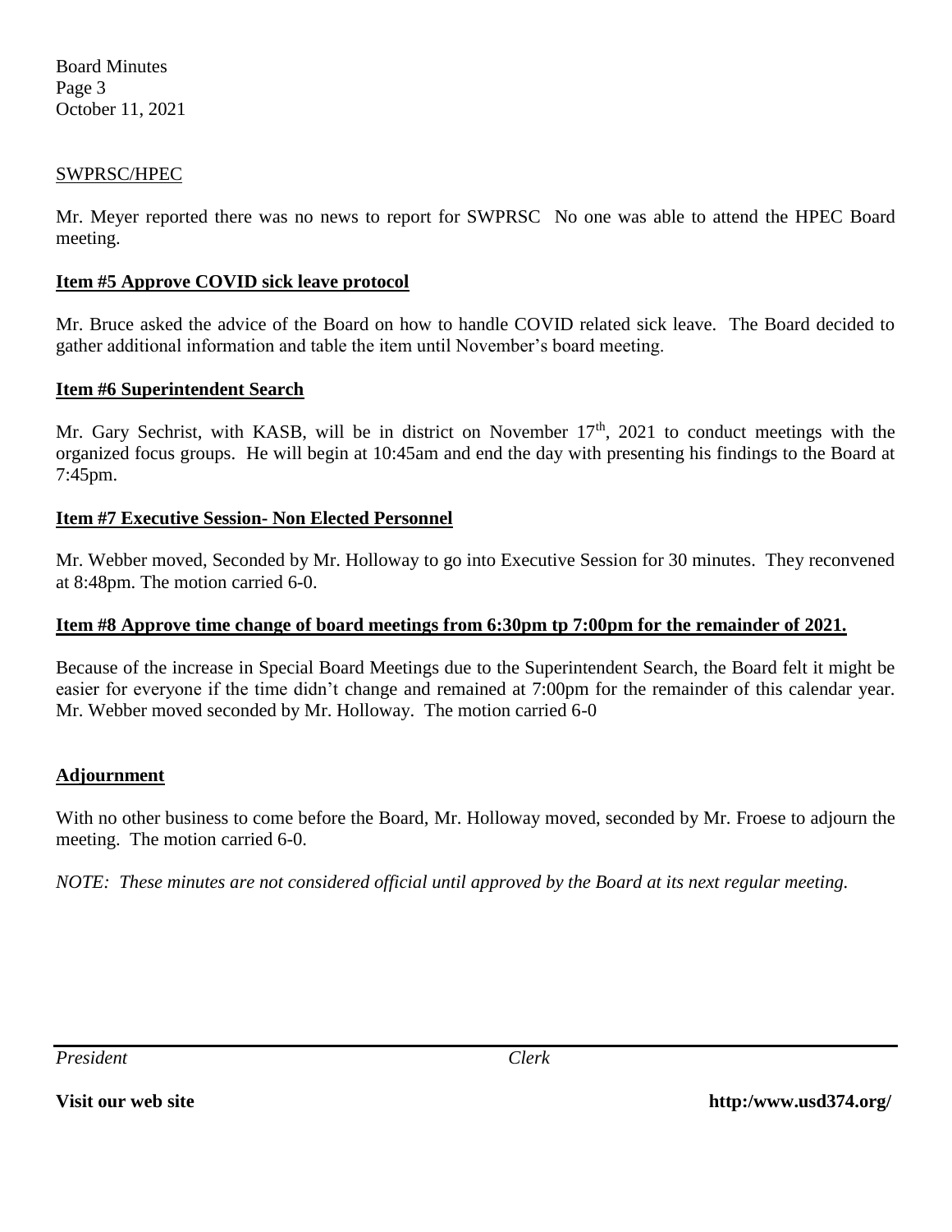## SWPRSC/HPEC

Mr. Meyer reported there was no news to report for SWPRSC No one was able to attend the HPEC Board meeting.

**Item #5 Approve COVID sick leave protocol**

Mr. Bruce asked the advice of the Board on how to handle COVID related sick leave. The Board decided to gather additional information and table the item until November's board meeting.

**Item #6 Superintendent Search**

Mr. Gary Sechrist, with KASB, will be in district on November 17th, 2021 to conduct meetings with the organized focus groups. He will begin at 10:45am and end the day with presenting his findings to the Board at 7:45pm.

**Item #7 Executive Session- Non Elected Personnel**

Mr. Webber moved, Seconded by Mr. Holloway to go into Executive Session for 30 minutes. They reconvened at 8:48pm. The motion carried 6-0.

**Item #8 Approve time change of board meetings from 6:30pm tp 7:00pm for the remainder of 2021.**

Because of the increase in Special Board Meetings due to the Superintendent Search, the Board felt it might be easier for everyone if the time didn't change and remained at 7:00pm for the remainder of this calendar year. Mr. Webber moved seconded by Mr. Holloway. The motion carried 6-0

**Adjournment**

With no other business to come before the Board, Mr. Holloway moved, seconded by Mr. Froese to adjourn the meeting. The motion carried 6-0.

*NOTE: These minutes are not considered official until approved by the Board at its next regular meeting.*

*President* *Clerk*

**Visit our web site** **http:/www.usd374.org/**